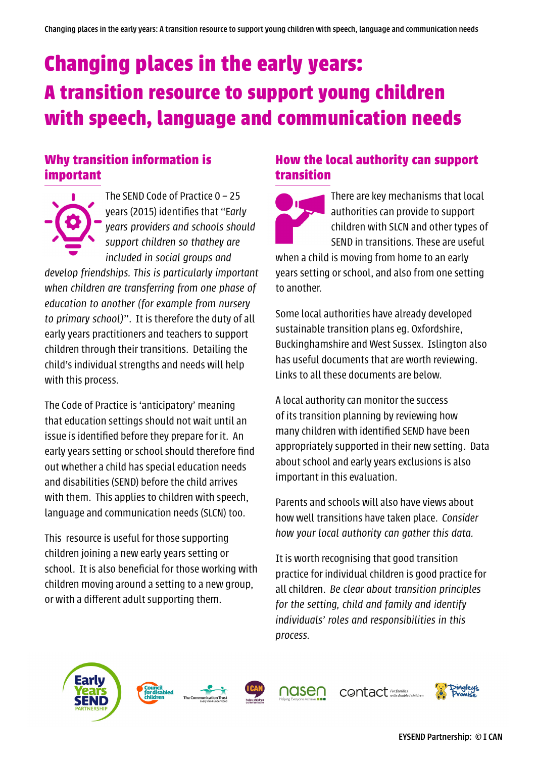# Changing places in the early years: A transition resource to support young children with speech, language and communication needs

## Why transition information is important

The SEND Code of Practice 0 – 25 years (2015) identifies that "*Early years providers and schools should support children so thathey are included in social groups and develop friendships. This is particularly important when children are transferring from one phase of education to another (for example from nursery to primary school)*". It is therefore the duty of all early years practitioners and teachers to support children through their transitions. Detailing the child's individual strengths and needs will help with this process.

The Code of Practice is 'anticipatory' meaning that education settings should not wait until an issue is identified before they prepare for it. An early years setting or school should therefore find out whether a child has special education needs and disabilities (SEND) before the child arrives with them. This applies to children with speech, language and communication needs (SLCN) too.

This resource is useful for those supporting children joining a new early years setting or school. It is also beneficial for those working with children moving around a setting to a new group, or with a different adult supporting them.

## How the local authority can support transition

There are key mechanisms that local authorities can provide to support children with SLCN and other types of SEND in transitions. These are useful when a child is moving from home to an early years setting or school, and also from one setting to another.

Some local authorities have already developed sustainable transition plans eg. Oxfordshire, Buckinghamshire and West Sussex. Islington also has useful documents that are worth reviewing. Links to all these documents are below.

A local authority can monitor the success of its transition planning by reviewing how many children with identified SEND have been appropriately supported in their new setting. Data about school and early years exclusions is also important in this evaluation.

Parents and schools will also have views about how well transitions have taken place. *Consider how your local authority can gather this data.*

It is worth recognising that good transition practice for individual children is good practice for all children. *Be clear about transition principles for the setting, child and family and identify individuals' roles and responsibilities in this process.*

EYSEND Partnership: © I CAN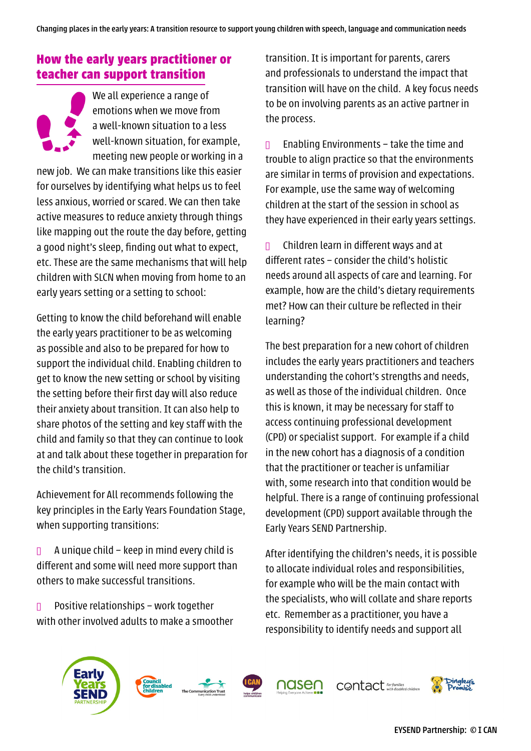## How the early years practitioner or teacher can support transition

We all experience a range of emotions when we move from a well-known situation to a less well-known situation, for example, meeting new people or working in a new job. We can make transitions like this easier for ourselves by identifying what helps us to feel less anxious, worried or scared. We can then take active measures to reduce anxiety through things like mapping out the route the day before, getting a good night's sleep, finding out what to expect, etc. These are the same mechanisms that will help children with SLCN when moving from home to an early years setting or a setting to school:

Getting to know the child beforehand will enable the early years practitioner to be as welcoming as possible and also to be prepared for how to support the individual child. Enabling children to get to know the new setting or school by visiting the setting before their first day will also reduce their anxiety about transition. It can also help to share photos of the setting and key staff with the child and family so that they can continue to look at and talk about these together in preparation for the child's transition.

Achievement for All recommends following the key principles in the Early Years Foundation Stage, when supporting transitions:

- A unique child – keep in mind every child is different and some will need more support than others to make successful transitions.
- Positive relationships – work together with other involved adults to make a smoother transition. It is important for parents, carers and professionals to understand the impact that transition will have on the child. A key focus needs to be on involving parents as an active partner in the process.
- Enabling Environments – take the time and trouble to align practice so that the environments are similar in terms of provision and expectations. For example, use the same way of welcoming children at the start of the session in school as they have experienced in their early years settings.
- Children learn in different ways and at different rates – consider the child's holistic needs around all aspects of care and learning. For example, how are the child's dietary requirements met? How can their culture be reflected in their learning?

The best preparation for a new cohort of children includes the early years practitioners and teachers understanding the cohort's strengths and needs, as well as those of the individual children. Once this is known, it may be necessary for staff to access continuing professional development (CPD) or specialist support. For example if a child in the new cohort has a diagnosis of a condition that the practitioner or teacher is unfamiliar with, some research into that condition would be helpful. There is a range of continuing professional development (CPD) support available through the Early Years SEND Partnership.

After identifying the children's needs, it is possible to allocate individual roles and responsibilities, for example who will be the main contact with the specialists, who will collate and share reports etc. Remember as a practitioner, you have a responsibility to identify needs and support all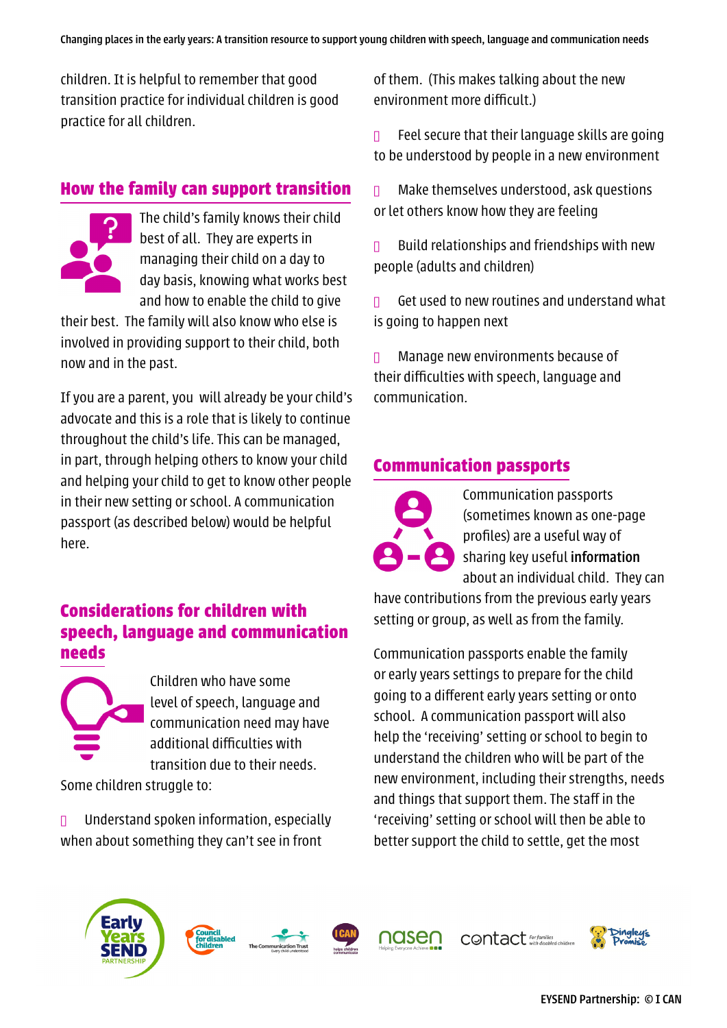children. It is helpful to remember that good transition practice for individual children is good practice for all children.

## How the family can support transition

The child's family knows their child best of all. They are experts in managing their child on a day to day basis, knowing what works best and how to enable the child to give their best. The family will also know who else is involved in providing support to their child, both now and in the past.

If you are a parent, you will already be your child's advocate and this is a role that is likely to continue throughout the child's life. This can be managed, in part, through helping others to know your child and helping your child to get to know other people in their new setting or school. A communication passport (as described below) would be helpful here.

## Considerations for children with speech, language and communication needs

Children who have some level of speech, language and communication need may have additional difficulties with transition due to their needs. Some children struggle to:

- Understand spoken information, especially when about something they can't see in front of them. (This makes talking about the new environment more difficult.)
- Feel secure that their language skills are going to be understood by people in a new environment
- Make themselves understood, ask questions or let others know how they are feeling
- Build relationships and friendships with new people (adults and children)
- Get used to new routines and understand what is going to happen next
- Manage new environments because of their difficulties with speech, language and communication.

## Communication passports

Communication passports (sometimes known as one-page profiles) are a useful way of sharing key useful **information** about an individual child. They can have contributions from the previous early years setting or group, as well as from the family.

Communication passports enable the family or early years settings to prepare for the child going to a different early years setting or onto school. A communication passport will also help the 'receiving' setting or school to begin to understand the children who will be part of the new environment, including their strengths, needs and things that support them. The staff in the 'receiving' setting or school will then be able to better support the child to settle, get the most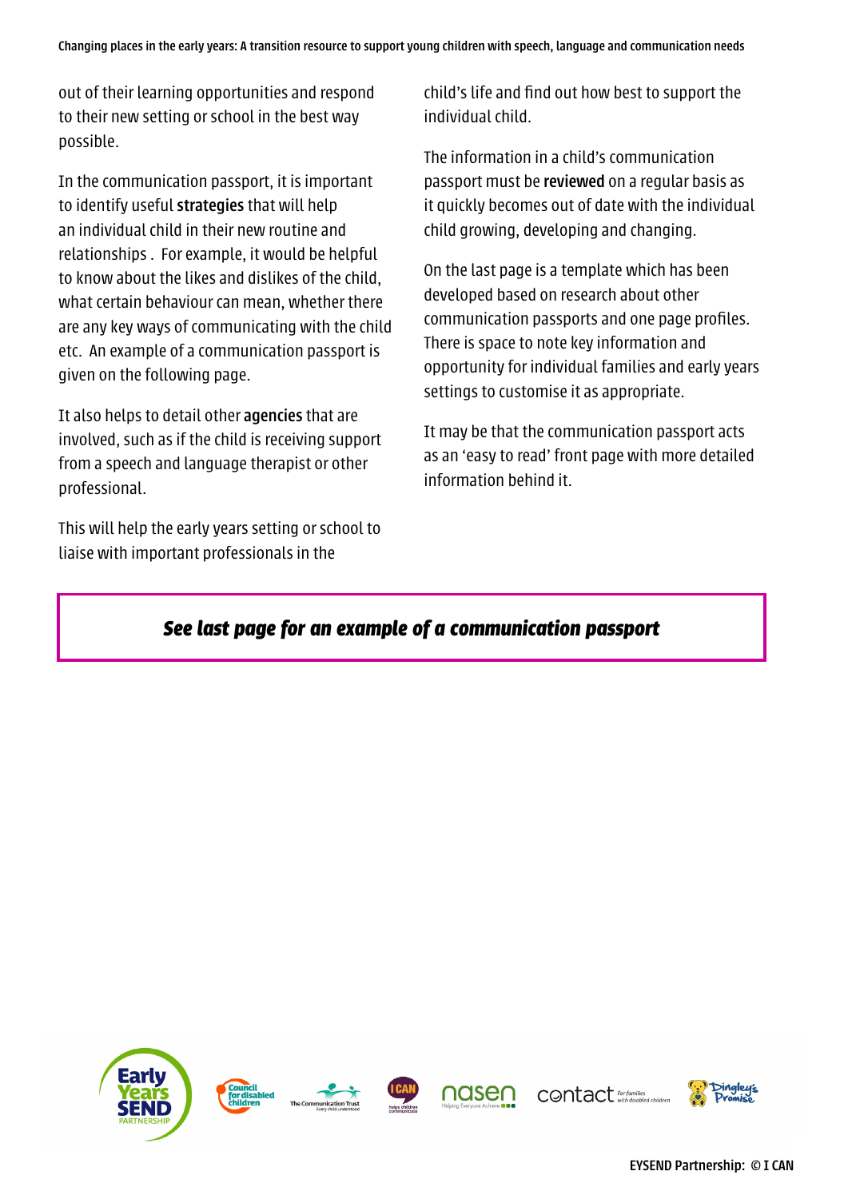out of their learning opportunities and respond to their new setting or school in the best way possible.

In the communication passport, it is important to identify useful **strategies** that will help an individual child in their new routine and relationships . For example, it would be helpful to know about the likes and dislikes of the child, what certain behaviour can mean, whether there are any key ways of communicating with the child etc. An example of a communication passport is given on the following page.

It also helps to detail other **agencies** that are involved, such as if the child is receiving support from a speech and language therapist or other professional.

This will help the early years setting or school to liaise with important professionals in the child's life and find out how best to support the individual child.

The information in a child's communication passport must be **reviewed** on a regular basis as it quickly becomes out of date with the individual child growing, developing and changing.

On the last page is a template which has been developed based on research about other communication passports and one page profiles. There is space to note key information and opportunity for individual families and early years settings to customise it as appropriate.

It may be that the communication passport acts as an 'easy to read' front page with more detailed information behind it.

***See last page for an example of a communication passport***

EYSEND Partnership: © I CAN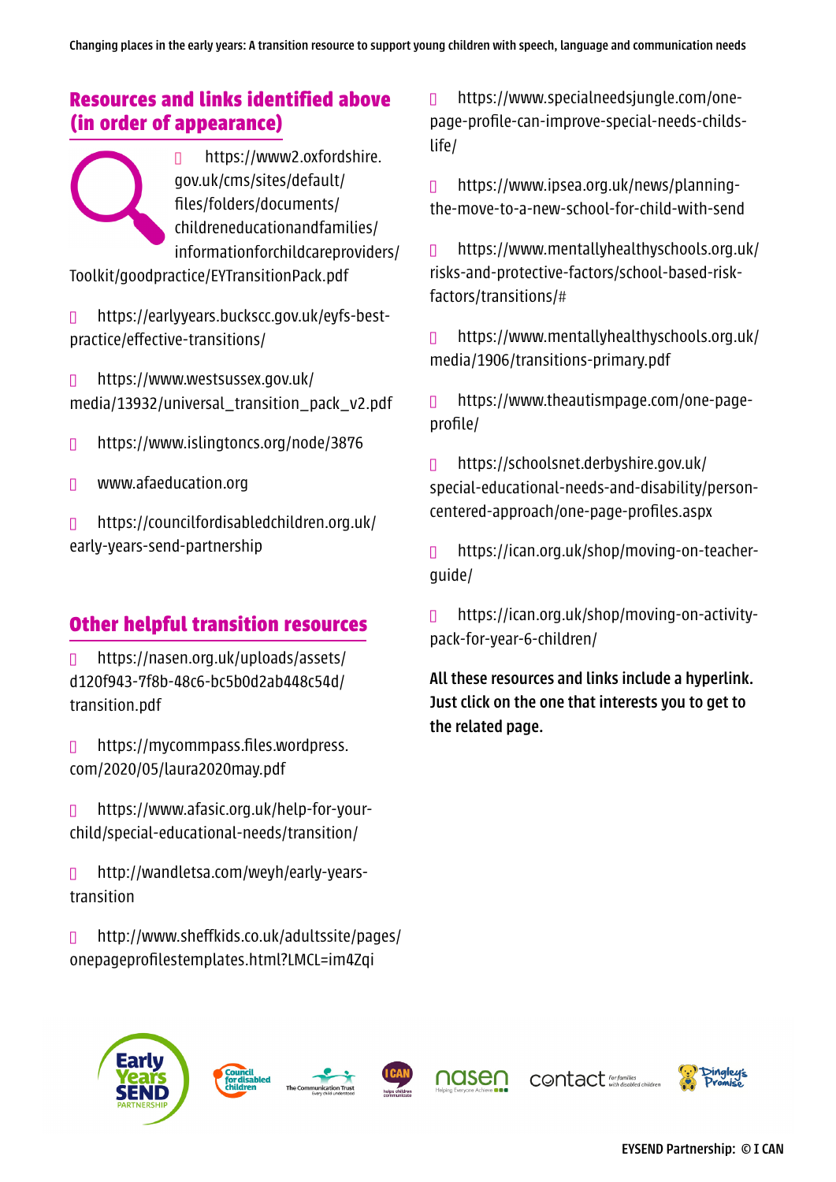## Resources and links identified above (in order of appearance)

- https://www2.oxfordshire.gov.uk/cms/sites/default/files/folders/documents/childreneducationandfamilies/informationforchildcareproviders/Toolkit/goodpractice/EYTransitionPack.pdf
- https://earlyyears.buckscc.gov.uk/eyfs-best-practice/effective-transitions/
- https://www.westsussex.gov.uk/media/13932/universal_transition_pack_v2.pdf
- https://www.islingtoncs.org/node/3876
- www.afaeducation.org
- https://councilfordisabledchildren.org.uk/early-years-send-partnership

## Other helpful transition resources

- https://nasen.org.uk/uploads/assets/d120f943-7f8b-48c6-bc5b0d2ab448c54d/transition.pdf
- https://mycommpass.files.wordpress.com/2020/05/laura2020may.pdf
- https://www.afasic.org.uk/help-for-your-child/special-educational-needs/transition/
- http://wandletsa.com/weyh/early-years-transition
- http://www.sheffkids.co.uk/adultssite/pages/onepageprofilestemplates.html?LMCL=im4Zqi
- https://www.specialneedsjungle.com/one-page-profile-can-improve-special-needs-childs-life/
- https://www.ipsea.org.uk/news/planning-the-move-to-a-new-school-for-child-with-send
- https://www.mentallyhealthyschools.org.uk/risks-and-protective-factors/school-based-risk-factors/transitions/#
- https://www.mentallyhealthyschools.org.uk/media/1906/transitions-primary.pdf
- https://www.theautismpage.com/one-page-profile/
- https://schoolsnet.derbyshire.gov.uk/special-educational-needs-and-disability/person-centered-approach/one-page-profiles.aspx
- https://ican.org.uk/shop/moving-on-teacher-guide/
- https://ican.org.uk/shop/moving-on-activity-pack-for-year-6-children/

**All these resources and links include a hyperlink. Just click on the one that interests you to get to the related page.**

EYSEND Partnership: © I CAN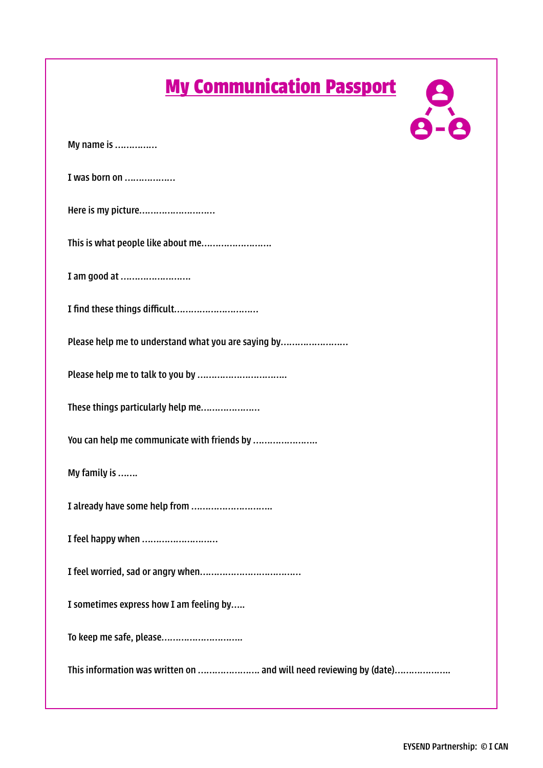# My Communication Passport

My name is …………..

I was born on ……………..

Here is my picture……………………..

This is what people like about me……………………

I am good at …………………….

I find these things difficult………………………..

Please help me to understand what you are saying by……………………

Please help me to talk to you by …………………………..

These things particularly help me…………………

You can help me communicate with friends by …………………..

My family is …….

I already have some help from ………………………..

I feel happy when ………………………

I feel worried, sad or angry when………………………………

I sometimes express how I am feeling by…..

To keep me safe, please……………………….

This information was written on ………………… and will need reviewing by (date)……………….

EYSEND Partnership: © I CAN